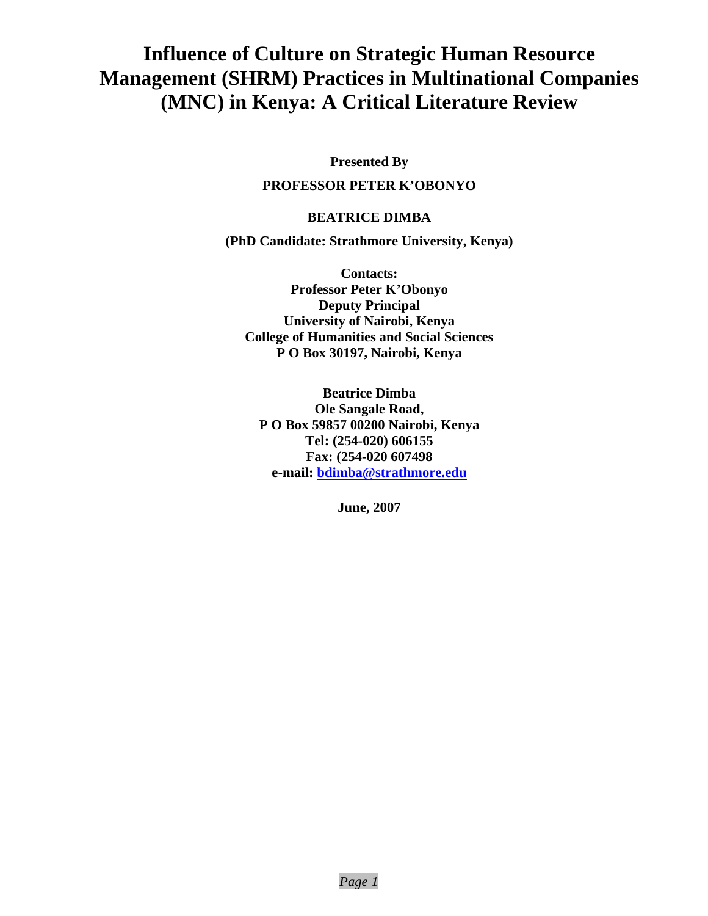# Influence of Culture on Strategic Human Resource Management (SHRM) Practices in Multinational Companies (MNC) in Kenya: A Critical Literature Review

**Presented By**

**PROFESSOR PETER K'OBONYO**

**BEATRICE DIMBA**

**(PhD Candidate: Strathmore University, Kenya)**

**Contacts:**
**Professor Peter K'Obonyo**
**Deputy Principal**
**University of Nairobi, Kenya**
**College of Humanities and Social Sciences**
**P O Box 30197, Nairobi, Kenya**

**Beatrice Dimba**
**Ole Sangale Road,**
**P O Box 59857 00200 Nairobi, Kenya**
**Tel: (254-020) 606155**
**Fax: (254-020 607498**
**e-mail: bdimba@strathmore.edu**

**June, 2007**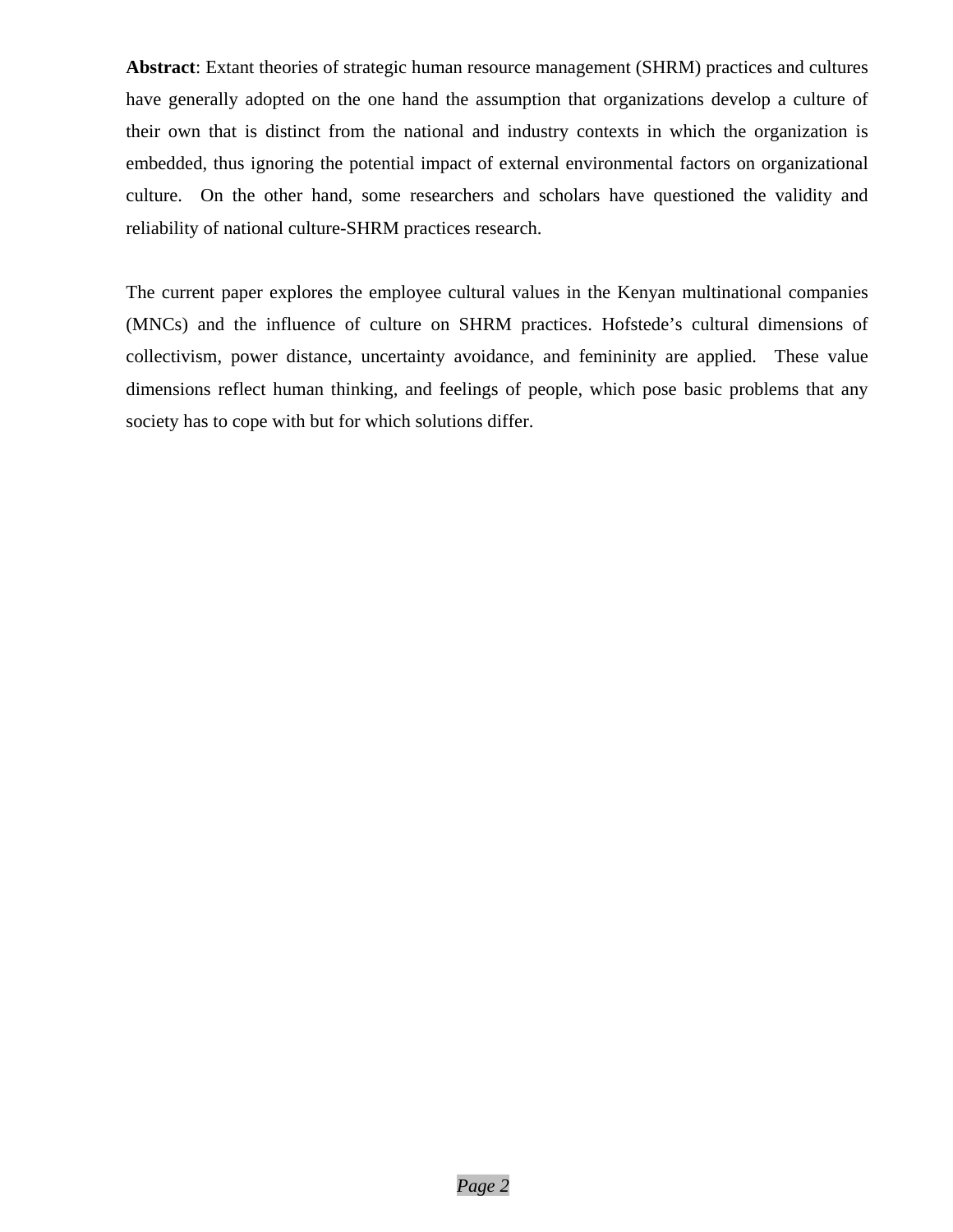**Abstract**: Extant theories of strategic human resource management (SHRM) practices and cultures have generally adopted on the one hand the assumption that organizations develop a culture of their own that is distinct from the national and industry contexts in which the organization is embedded, thus ignoring the potential impact of external environmental factors on organizational culture. On the other hand, some researchers and scholars have questioned the validity and reliability of national culture-SHRM practices research.

The current paper explores the employee cultural values in the Kenyan multinational companies (MNCs) and the influence of culture on SHRM practices. Hofstede's cultural dimensions of collectivism, power distance, uncertainty avoidance, and femininity are applied. These value dimensions reflect human thinking, and feelings of people, which pose basic problems that any society has to cope with but for which solutions differ.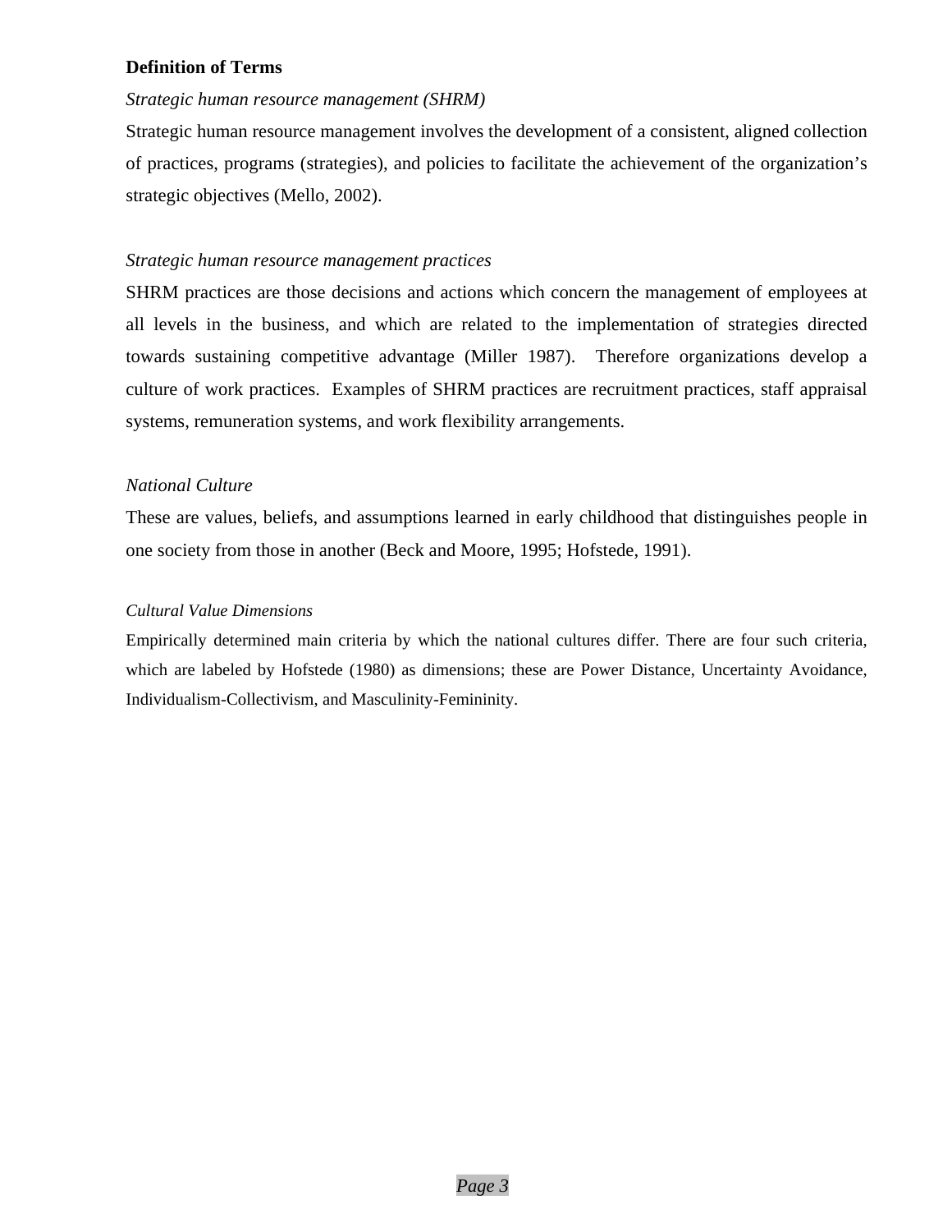**Definition of Terms**

*Strategic human resource management (SHRM)*

Strategic human resource management involves the development of a consistent, aligned collection of practices, programs (strategies), and policies to facilitate the achievement of the organization's strategic objectives (Mello, 2002).

*Strategic human resource management practices*

SHRM practices are those decisions and actions which concern the management of employees at all levels in the business, and which are related to the implementation of strategies directed towards sustaining competitive advantage (Miller 1987). Therefore organizations develop a culture of work practices. Examples of SHRM practices are recruitment practices, staff appraisal systems, remuneration systems, and work flexibility arrangements.

*National Culture*

These are values, beliefs, and assumptions learned in early childhood that distinguishes people in one society from those in another (Beck and Moore, 1995; Hofstede, 1991).

*Cultural Value Dimensions*

Empirically determined main criteria by which the national cultures differ. There are four such criteria, which are labeled by Hofstede (1980) as dimensions; these are Power Distance, Uncertainty Avoidance, Individualism-Collectivism, and Masculinity-Femininity.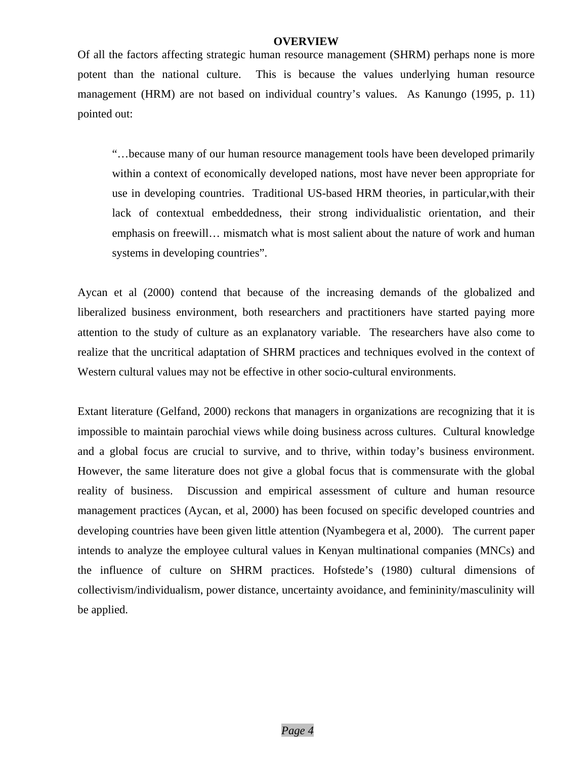# OVERVIEW

Of all the factors affecting strategic human resource management (SHRM) perhaps none is more potent than the national culture. This is because the values underlying human resource management (HRM) are not based on individual country's values. As Kanungo (1995, p. 11) pointed out:

> "…because many of our human resource management tools have been developed primarily within a context of economically developed nations, most have never been appropriate for use in developing countries. Traditional US-based HRM theories, in particular,with their lack of contextual embeddedness, their strong individualistic orientation, and their emphasis on freewill… mismatch what is most salient about the nature of work and human systems in developing countries".

Aycan et al (2000) contend that because of the increasing demands of the globalized and liberalized business environment, both researchers and practitioners have started paying more attention to the study of culture as an explanatory variable. The researchers have also come to realize that the uncritical adaptation of SHRM practices and techniques evolved in the context of Western cultural values may not be effective in other socio-cultural environments.

Extant literature (Gelfand, 2000) reckons that managers in organizations are recognizing that it is impossible to maintain parochial views while doing business across cultures. Cultural knowledge and a global focus are crucial to survive, and to thrive, within today's business environment. However, the same literature does not give a global focus that is commensurate with the global reality of business. Discussion and empirical assessment of culture and human resource management practices (Aycan, et al, 2000) has been focused on specific developed countries and developing countries have been given little attention (Nyambegera et al, 2000). The current paper intends to analyze the employee cultural values in Kenyan multinational companies (MNCs) and the influence of culture on SHRM practices. Hofstede's (1980) cultural dimensions of collectivism/individualism, power distance, uncertainty avoidance, and femininity/masculinity will be applied.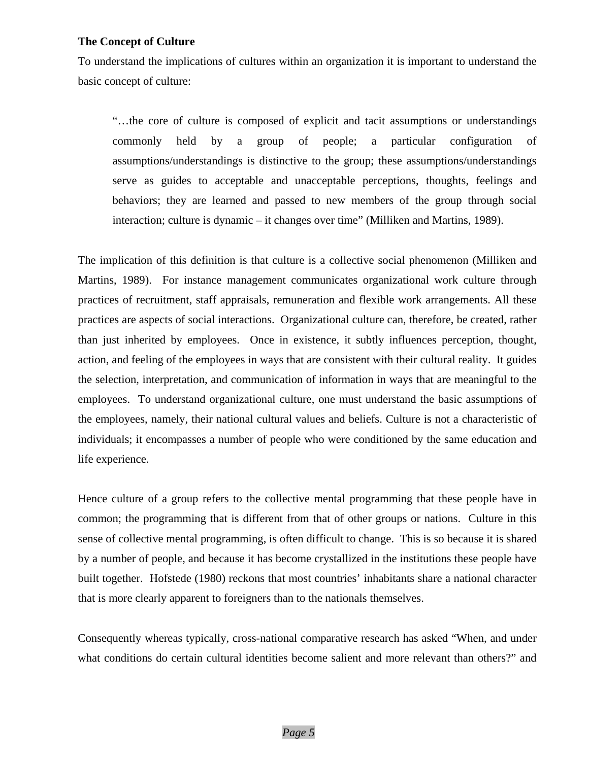**The Concept of Culture**

To understand the implications of cultures within an organization it is important to understand the basic concept of culture:

> "…the core of culture is composed of explicit and tacit assumptions or understandings commonly held by a group of people; a particular configuration of assumptions/understandings is distinctive to the group; these assumptions/understandings serve as guides to acceptable and unacceptable perceptions, thoughts, feelings and behaviors; they are learned and passed to new members of the group through social interaction; culture is dynamic – it changes over time" (Milliken and Martins, 1989).

The implication of this definition is that culture is a collective social phenomenon (Milliken and Martins, 1989). For instance management communicates organizational work culture through practices of recruitment, staff appraisals, remuneration and flexible work arrangements. All these practices are aspects of social interactions. Organizational culture can, therefore, be created, rather than just inherited by employees. Once in existence, it subtly influences perception, thought, action, and feeling of the employees in ways that are consistent with their cultural reality. It guides the selection, interpretation, and communication of information in ways that are meaningful to the employees. To understand organizational culture, one must understand the basic assumptions of the employees, namely, their national cultural values and beliefs. Culture is not a characteristic of individuals; it encompasses a number of people who were conditioned by the same education and life experience.

Hence culture of a group refers to the collective mental programming that these people have in common; the programming that is different from that of other groups or nations. Culture in this sense of collective mental programming, is often difficult to change. This is so because it is shared by a number of people, and because it has become crystallized in the institutions these people have built together. Hofstede (1980) reckons that most countries' inhabitants share a national character that is more clearly apparent to foreigners than to the nationals themselves.

Consequently whereas typically, cross-national comparative research has asked "When, and under what conditions do certain cultural identities become salient and more relevant than others?" and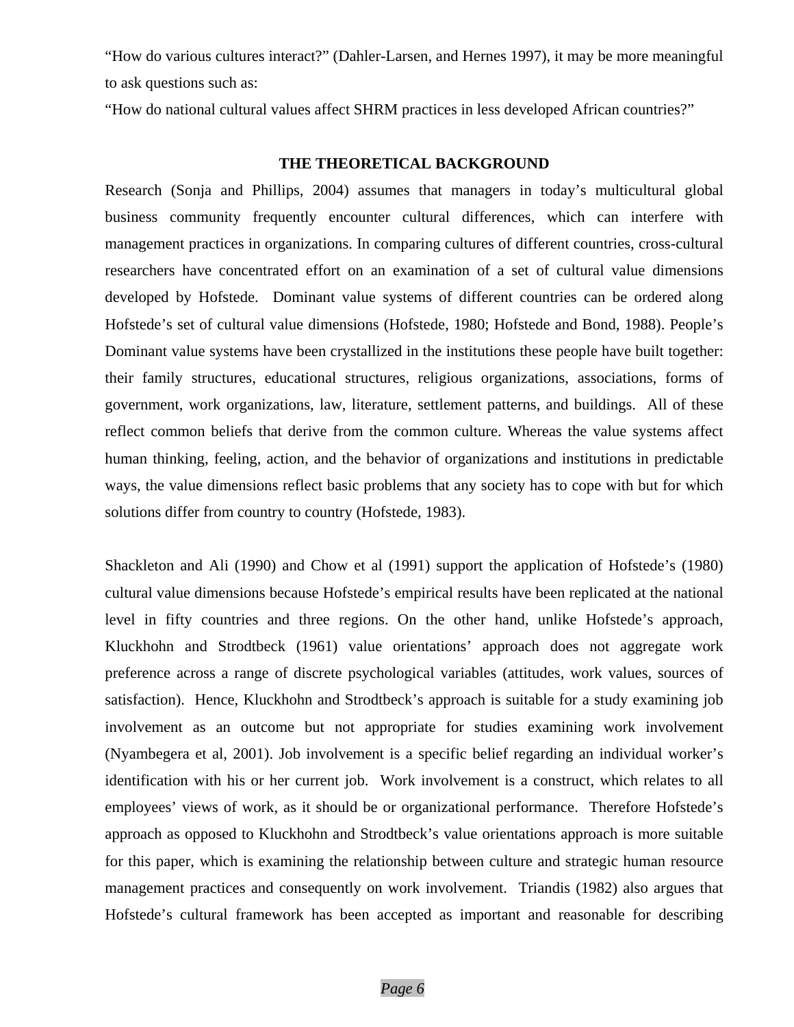"How do various cultures interact?" (Dahler-Larsen, and Hernes 1997), it may be more meaningful to ask questions such as:

"How do national cultural values affect SHRM practices in less developed African countries?"

## THE THEORETICAL BACKGROUND

Research (Sonja and Phillips, 2004) assumes that managers in today's multicultural global business community frequently encounter cultural differences, which can interfere with management practices in organizations. In comparing cultures of different countries, cross-cultural researchers have concentrated effort on an examination of a set of cultural value dimensions developed by Hofstede. Dominant value systems of different countries can be ordered along Hofstede's set of cultural value dimensions (Hofstede, 1980; Hofstede and Bond, 1988). People's Dominant value systems have been crystallized in the institutions these people have built together: their family structures, educational structures, religious organizations, associations, forms of government, work organizations, law, literature, settlement patterns, and buildings. All of these reflect common beliefs that derive from the common culture. Whereas the value systems affect human thinking, feeling, action, and the behavior of organizations and institutions in predictable ways, the value dimensions reflect basic problems that any society has to cope with but for which solutions differ from country to country (Hofstede, 1983).

Shackleton and Ali (1990) and Chow et al (1991) support the application of Hofstede's (1980) cultural value dimensions because Hofstede's empirical results have been replicated at the national level in fifty countries and three regions. On the other hand, unlike Hofstede's approach, Kluckhohn and Strodtbeck (1961) value orientations' approach does not aggregate work preference across a range of discrete psychological variables (attitudes, work values, sources of satisfaction). Hence, Kluckhohn and Strodtbeck's approach is suitable for a study examining job involvement as an outcome but not appropriate for studies examining work involvement (Nyambegera et al, 2001). Job involvement is a specific belief regarding an individual worker's identification with his or her current job. Work involvement is a construct, which relates to all employees' views of work, as it should be or organizational performance. Therefore Hofstede's approach as opposed to Kluckhohn and Strodtbeck's value orientations approach is more suitable for this paper, which is examining the relationship between culture and strategic human resource management practices and consequently on work involvement. Triandis (1982) also argues that Hofstede's cultural framework has been accepted as important and reasonable for describing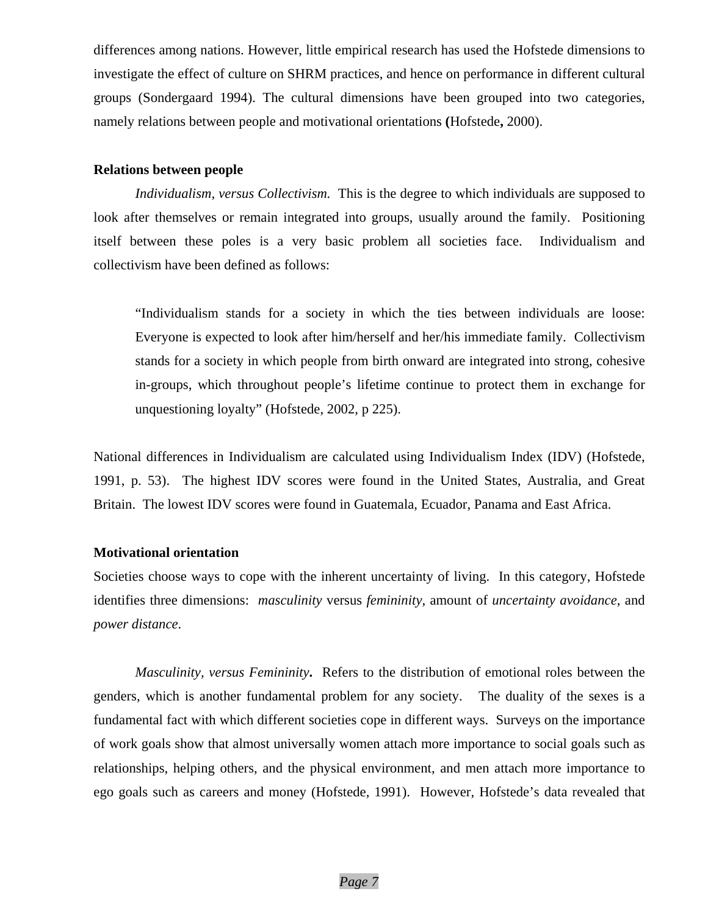differences among nations. However, little empirical research has used the Hofstede dimensions to investigate the effect of culture on SHRM practices, and hence on performance in different cultural groups (Sondergaard 1994). The cultural dimensions have been grouped into two categories, namely relations between people and motivational orientations **(**Hofstede**,** 2000).

**Relations between people**

*Individualism, versus Collectivism.* This is the degree to which individuals are supposed to look after themselves or remain integrated into groups, usually around the family. Positioning itself between these poles is a very basic problem all societies face. Individualism and collectivism have been defined as follows:

> "Individualism stands for a society in which the ties between individuals are loose: Everyone is expected to look after him/herself and her/his immediate family. Collectivism stands for a society in which people from birth onward are integrated into strong, cohesive in-groups, which throughout people's lifetime continue to protect them in exchange for unquestioning loyalty" (Hofstede, 2002, p 225).

National differences in Individualism are calculated using Individualism Index (IDV) (Hofstede, 1991, p. 53). The highest IDV scores were found in the United States, Australia, and Great Britain. The lowest IDV scores were found in Guatemala, Ecuador, Panama and East Africa.

**Motivational orientation**

Societies choose ways to cope with the inherent uncertainty of living. In this category, Hofstede identifies three dimensions: *masculinity* versus *femininity*, amount of *uncertainty avoidance*, and *power distance*.

*Masculinity, versus Femininity***.** Refers to the distribution of emotional roles between the genders, which is another fundamental problem for any society. The duality of the sexes is a fundamental fact with which different societies cope in different ways. Surveys on the importance of work goals show that almost universally women attach more importance to social goals such as relationships, helping others, and the physical environment, and men attach more importance to ego goals such as careers and money (Hofstede, 1991). However, Hofstede's data revealed that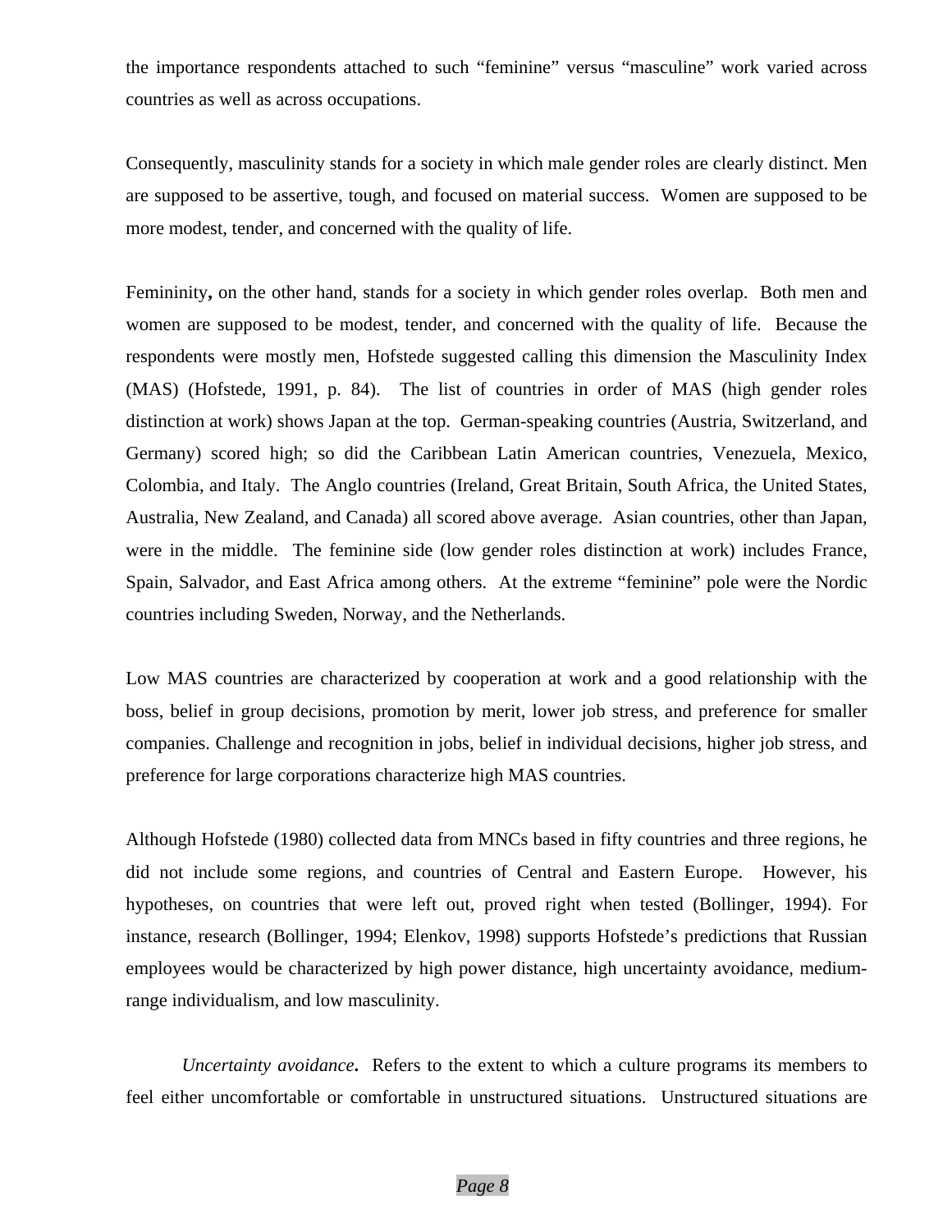the importance respondents attached to such "feminine" versus "masculine" work varied across countries as well as across occupations.

Consequently, masculinity stands for a society in which male gender roles are clearly distinct. Men are supposed to be assertive, tough, and focused on material success. Women are supposed to be more modest, tender, and concerned with the quality of life.

Femininity**,** on the other hand, stands for a society in which gender roles overlap. Both men and women are supposed to be modest, tender, and concerned with the quality of life. Because the respondents were mostly men, Hofstede suggested calling this dimension the Masculinity Index (MAS) (Hofstede, 1991, p. 84). The list of countries in order of MAS (high gender roles distinction at work) shows Japan at the top. German-speaking countries (Austria, Switzerland, and Germany) scored high; so did the Caribbean Latin American countries, Venezuela, Mexico, Colombia, and Italy. The Anglo countries (Ireland, Great Britain, South Africa, the United States, Australia, New Zealand, and Canada) all scored above average. Asian countries, other than Japan, were in the middle. The feminine side (low gender roles distinction at work) includes France, Spain, Salvador, and East Africa among others. At the extreme "feminine" pole were the Nordic countries including Sweden, Norway, and the Netherlands.

Low MAS countries are characterized by cooperation at work and a good relationship with the boss, belief in group decisions, promotion by merit, lower job stress, and preference for smaller companies. Challenge and recognition in jobs, belief in individual decisions, higher job stress, and preference for large corporations characterize high MAS countries.

Although Hofstede (1980) collected data from MNCs based in fifty countries and three regions, he did not include some regions, and countries of Central and Eastern Europe. However, his hypotheses, on countries that were left out, proved right when tested (Bollinger, 1994). For instance, research (Bollinger, 1994; Elenkov, 1998) supports Hofstede's predictions that Russian employees would be characterized by high power distance, high uncertainty avoidance, medium-range individualism, and low masculinity.

*Uncertainty avoidance***.** Refers to the extent to which a culture programs its members to feel either uncomfortable or comfortable in unstructured situations. Unstructured situations are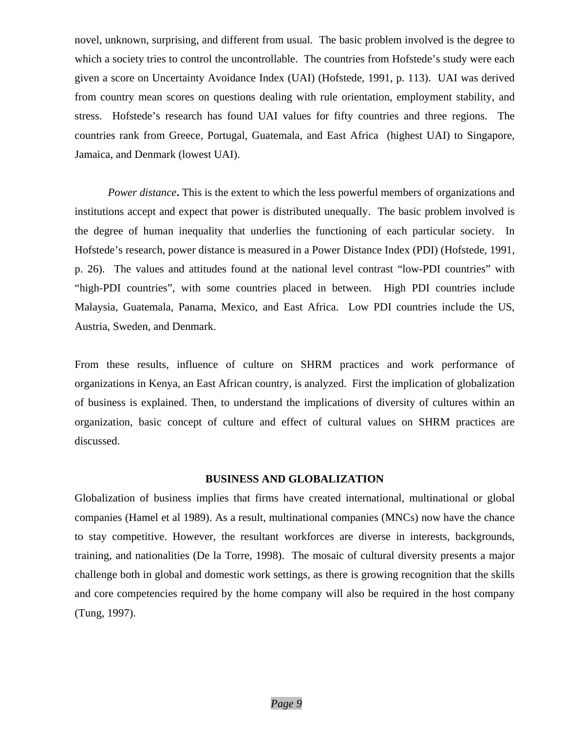novel, unknown, surprising, and different from usual. The basic problem involved is the degree to which a society tries to control the uncontrollable. The countries from Hofstede's study were each given a score on Uncertainty Avoidance Index (UAI) (Hofstede, 1991, p. 113). UAI was derived from country mean scores on questions dealing with rule orientation, employment stability, and stress. Hofstede's research has found UAI values for fifty countries and three regions. The countries rank from Greece, Portugal, Guatemala, and East Africa (highest UAI) to Singapore, Jamaica, and Denmark (lowest UAI).

*Power distance***.** This is the extent to which the less powerful members of organizations and institutions accept and expect that power is distributed unequally. The basic problem involved is the degree of human inequality that underlies the functioning of each particular society. In Hofstede's research, power distance is measured in a Power Distance Index (PDI) (Hofstede, 1991, p. 26). The values and attitudes found at the national level contrast "low-PDI countries" with "high-PDI countries", with some countries placed in between. High PDI countries include Malaysia, Guatemala, Panama, Mexico, and East Africa. Low PDI countries include the US, Austria, Sweden, and Denmark.

From these results, influence of culture on SHRM practices and work performance of organizations in Kenya, an East African country, is analyzed. First the implication of globalization of business is explained. Then, to understand the implications of diversity of cultures within an organization, basic concept of culture and effect of cultural values on SHRM practices are discussed.

## BUSINESS AND GLOBALIZATION

Globalization of business implies that firms have created international, multinational or global companies (Hamel et al 1989). As a result, multinational companies (MNCs) now have the chance to stay competitive. However, the resultant workforces are diverse in interests, backgrounds, training, and nationalities (De la Torre, 1998). The mosaic of cultural diversity presents a major challenge both in global and domestic work settings, as there is growing recognition that the skills and core competencies required by the home company will also be required in the host company (Tung, 1997).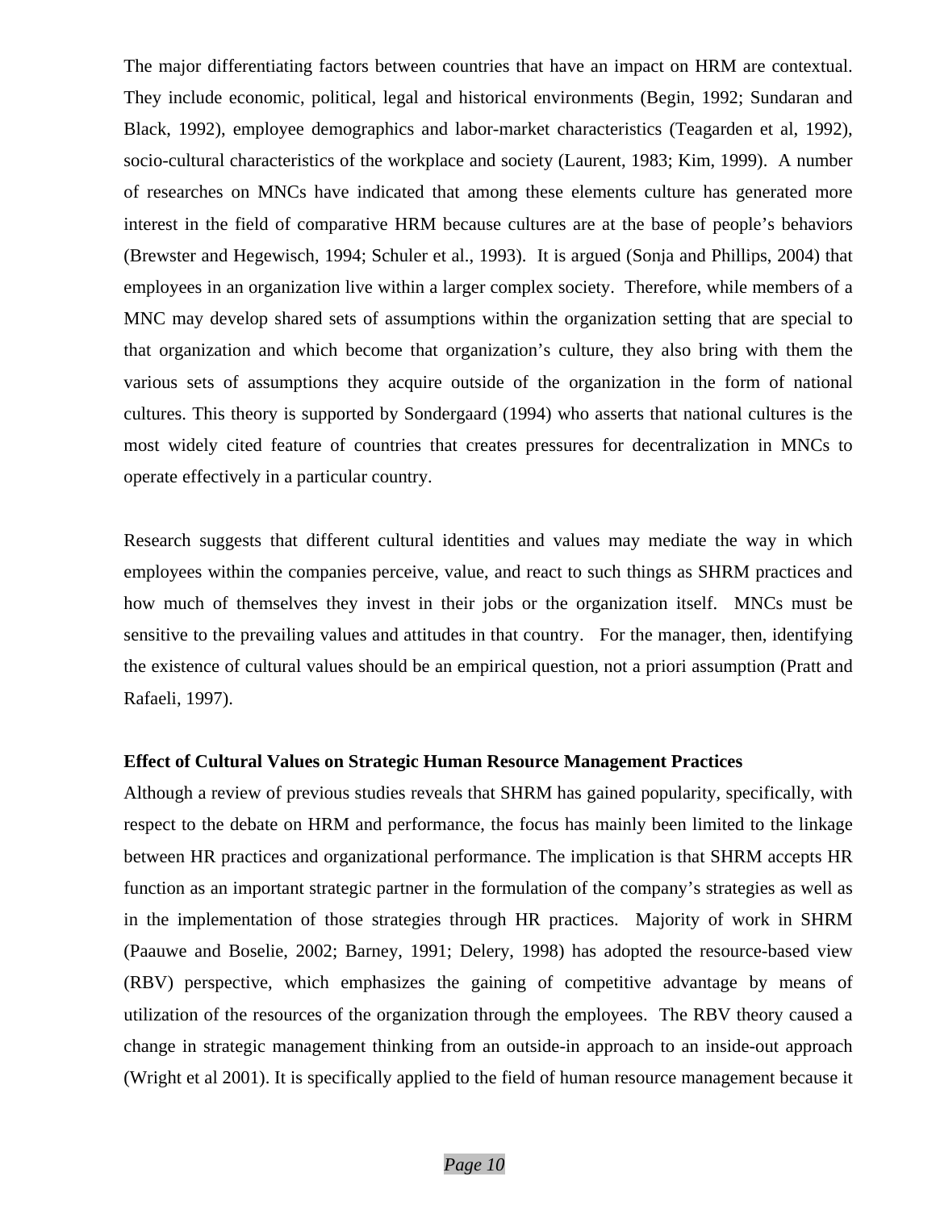The major differentiating factors between countries that have an impact on HRM are contextual. They include economic, political, legal and historical environments (Begin, 1992; Sundaran and Black, 1992), employee demographics and labor-market characteristics (Teagarden et al, 1992), socio-cultural characteristics of the workplace and society (Laurent, 1983; Kim, 1999). A number of researches on MNCs have indicated that among these elements culture has generated more interest in the field of comparative HRM because cultures are at the base of people's behaviors (Brewster and Hegewisch, 1994; Schuler et al., 1993). It is argued (Sonja and Phillips, 2004) that employees in an organization live within a larger complex society. Therefore, while members of a MNC may develop shared sets of assumptions within the organization setting that are special to that organization and which become that organization's culture, they also bring with them the various sets of assumptions they acquire outside of the organization in the form of national cultures. This theory is supported by Sondergaard (1994) who asserts that national cultures is the most widely cited feature of countries that creates pressures for decentralization in MNCs to operate effectively in a particular country.

Research suggests that different cultural identities and values may mediate the way in which employees within the companies perceive, value, and react to such things as SHRM practices and how much of themselves they invest in their jobs or the organization itself. MNCs must be sensitive to the prevailing values and attitudes in that country. For the manager, then, identifying the existence of cultural values should be an empirical question, not a priori assumption (Pratt and Rafaeli, 1997).

**Effect of Cultural Values on Strategic Human Resource Management Practices**

Although a review of previous studies reveals that SHRM has gained popularity, specifically, with respect to the debate on HRM and performance, the focus has mainly been limited to the linkage between HR practices and organizational performance. The implication is that SHRM accepts HR function as an important strategic partner in the formulation of the company's strategies as well as in the implementation of those strategies through HR practices. Majority of work in SHRM (Paauwe and Boselie, 2002; Barney, 1991; Delery, 1998) has adopted the resource-based view (RBV) perspective, which emphasizes the gaining of competitive advantage by means of utilization of the resources of the organization through the employees. The RBV theory caused a change in strategic management thinking from an outside-in approach to an inside-out approach (Wright et al 2001). It is specifically applied to the field of human resource management because it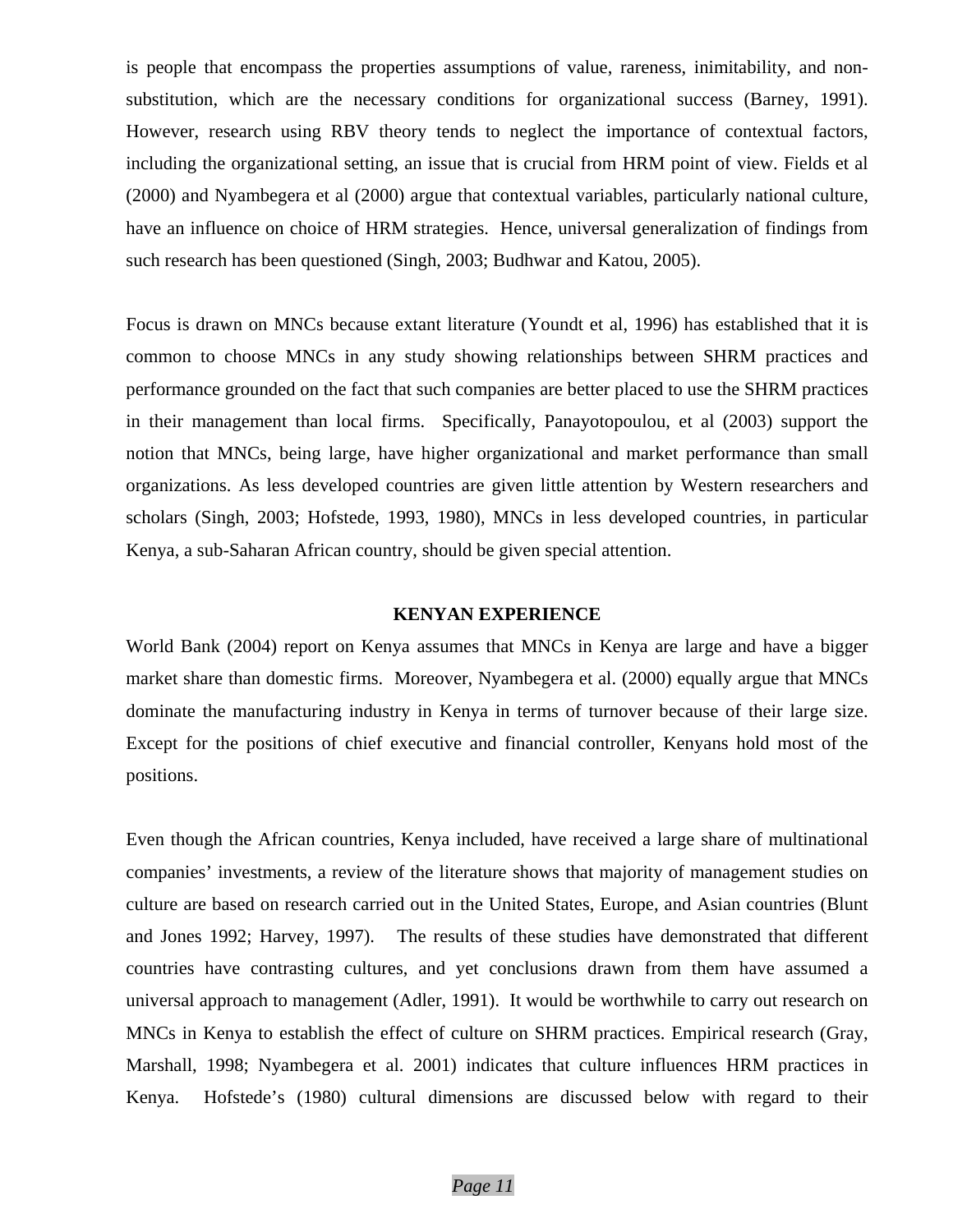is people that encompass the properties assumptions of value, rareness, inimitability, and non-substitution, which are the necessary conditions for organizational success (Barney, 1991). However, research using RBV theory tends to neglect the importance of contextual factors, including the organizational setting, an issue that is crucial from HRM point of view. Fields et al (2000) and Nyambegera et al (2000) argue that contextual variables, particularly national culture, have an influence on choice of HRM strategies. Hence, universal generalization of findings from such research has been questioned (Singh, 2003; Budhwar and Katou, 2005).

Focus is drawn on MNCs because extant literature (Youndt et al, 1996) has established that it is common to choose MNCs in any study showing relationships between SHRM practices and performance grounded on the fact that such companies are better placed to use the SHRM practices in their management than local firms. Specifically, Panayotopoulou, et al (2003) support the notion that MNCs, being large, have higher organizational and market performance than small organizations. As less developed countries are given little attention by Western researchers and scholars (Singh, 2003; Hofstede, 1993, 1980), MNCs in less developed countries, in particular Kenya, a sub-Saharan African country, should be given special attention.

## KENYAN EXPERIENCE

World Bank (2004) report on Kenya assumes that MNCs in Kenya are large and have a bigger market share than domestic firms. Moreover, Nyambegera et al. (2000) equally argue that MNCs dominate the manufacturing industry in Kenya in terms of turnover because of their large size. Except for the positions of chief executive and financial controller, Kenyans hold most of the positions.

Even though the African countries, Kenya included, have received a large share of multinational companies' investments, a review of the literature shows that majority of management studies on culture are based on research carried out in the United States, Europe, and Asian countries (Blunt and Jones 1992; Harvey, 1997). The results of these studies have demonstrated that different countries have contrasting cultures, and yet conclusions drawn from them have assumed a universal approach to management (Adler, 1991). It would be worthwhile to carry out research on MNCs in Kenya to establish the effect of culture on SHRM practices. Empirical research (Gray, Marshall, 1998; Nyambegera et al. 2001) indicates that culture influences HRM practices in Kenya. Hofstede's (1980) cultural dimensions are discussed below with regard to their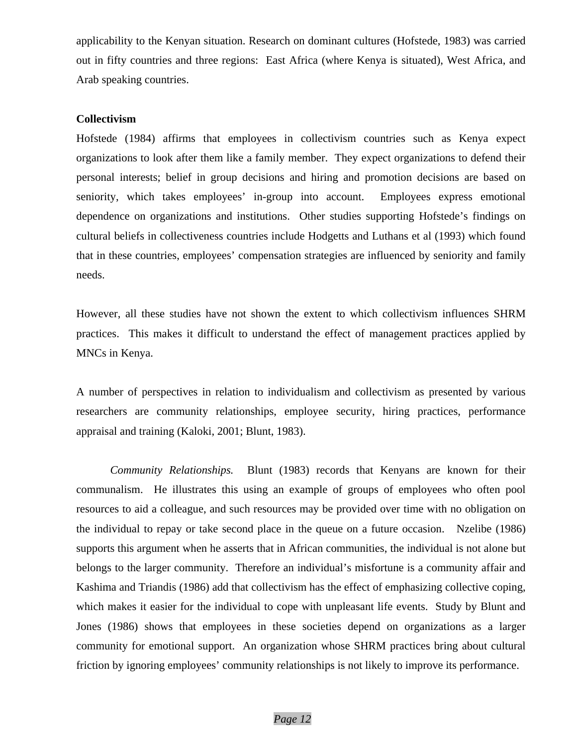applicability to the Kenyan situation. Research on dominant cultures (Hofstede, 1983) was carried out in fifty countries and three regions: East Africa (where Kenya is situated), West Africa, and Arab speaking countries.

**Collectivism**

Hofstede (1984) affirms that employees in collectivism countries such as Kenya expect organizations to look after them like a family member. They expect organizations to defend their personal interests; belief in group decisions and hiring and promotion decisions are based on seniority, which takes employees' in-group into account. Employees express emotional dependence on organizations and institutions. Other studies supporting Hofstede's findings on cultural beliefs in collectiveness countries include Hodgetts and Luthans et al (1993) which found that in these countries, employees' compensation strategies are influenced by seniority and family needs.

However, all these studies have not shown the extent to which collectivism influences SHRM practices. This makes it difficult to understand the effect of management practices applied by MNCs in Kenya.

A number of perspectives in relation to individualism and collectivism as presented by various researchers are community relationships, employee security, hiring practices, performance appraisal and training (Kaloki, 2001; Blunt, 1983).

*Community Relationships.* Blunt (1983) records that Kenyans are known for their communalism. He illustrates this using an example of groups of employees who often pool resources to aid a colleague, and such resources may be provided over time with no obligation on the individual to repay or take second place in the queue on a future occasion. Nzelibe (1986) supports this argument when he asserts that in African communities, the individual is not alone but belongs to the larger community. Therefore an individual's misfortune is a community affair and Kashima and Triandis (1986) add that collectivism has the effect of emphasizing collective coping, which makes it easier for the individual to cope with unpleasant life events. Study by Blunt and Jones (1986) shows that employees in these societies depend on organizations as a larger community for emotional support. An organization whose SHRM practices bring about cultural friction by ignoring employees' community relationships is not likely to improve its performance.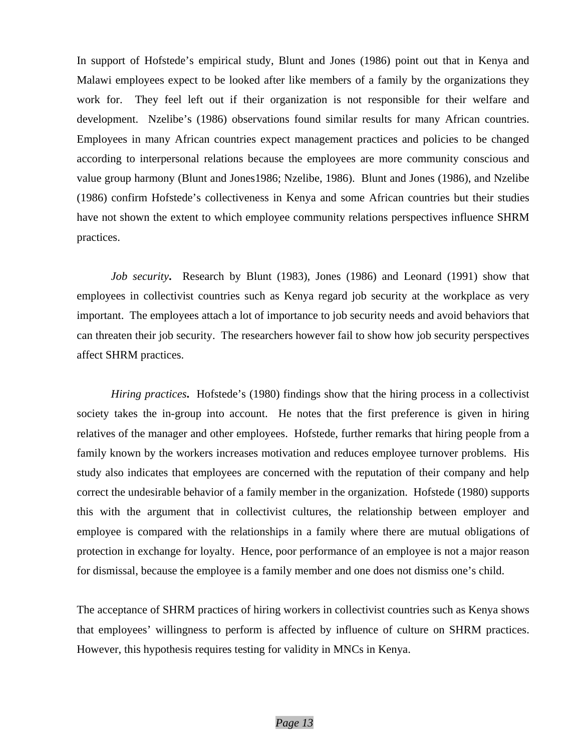In support of Hofstede's empirical study, Blunt and Jones (1986) point out that in Kenya and Malawi employees expect to be looked after like members of a family by the organizations they work for. They feel left out if their organization is not responsible for their welfare and development. Nzelibe's (1986) observations found similar results for many African countries. Employees in many African countries expect management practices and policies to be changed according to interpersonal relations because the employees are more community conscious and value group harmony (Blunt and Jones1986; Nzelibe, 1986). Blunt and Jones (1986), and Nzelibe (1986) confirm Hofstede's collectiveness in Kenya and some African countries but their studies have not shown the extent to which employee community relations perspectives influence SHRM practices.

***Job security.*** Research by Blunt (1983), Jones (1986) and Leonard (1991) show that employees in collectivist countries such as Kenya regard job security at the workplace as very important. The employees attach a lot of importance to job security needs and avoid behaviors that can threaten their job security. The researchers however fail to show how job security perspectives affect SHRM practices.

***Hiring practices.*** Hofstede's (1980) findings show that the hiring process in a collectivist society takes the in-group into account. He notes that the first preference is given in hiring relatives of the manager and other employees. Hofstede, further remarks that hiring people from a family known by the workers increases motivation and reduces employee turnover problems. His study also indicates that employees are concerned with the reputation of their company and help correct the undesirable behavior of a family member in the organization. Hofstede (1980) supports this with the argument that in collectivist cultures, the relationship between employer and employee is compared with the relationships in a family where there are mutual obligations of protection in exchange for loyalty. Hence, poor performance of an employee is not a major reason for dismissal, because the employee is a family member and one does not dismiss one's child.

The acceptance of SHRM practices of hiring workers in collectivist countries such as Kenya shows that employees' willingness to perform is affected by influence of culture on SHRM practices. However, this hypothesis requires testing for validity in MNCs in Kenya.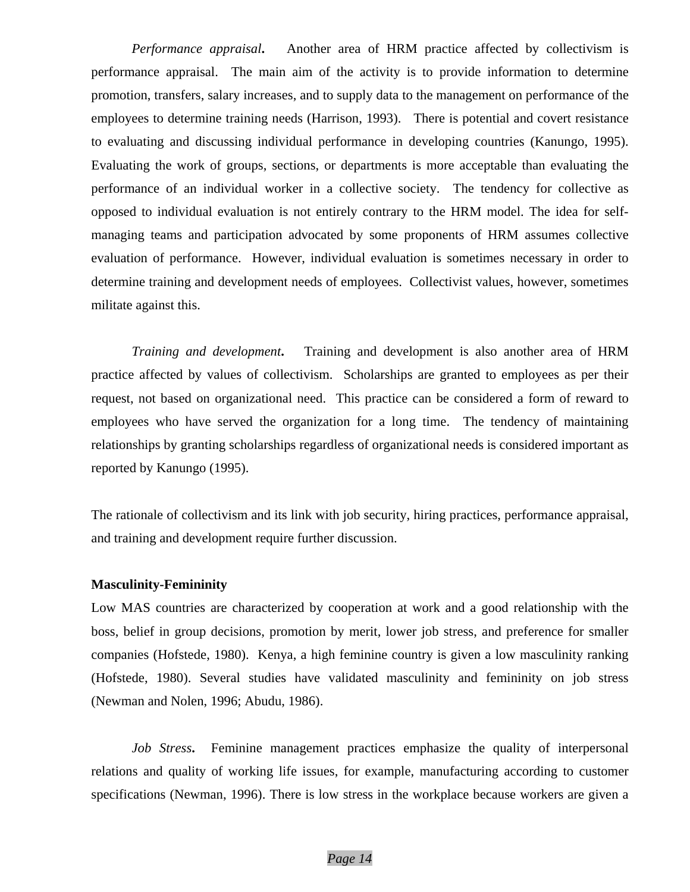*Performance appraisal***.** Another area of HRM practice affected by collectivism is performance appraisal. The main aim of the activity is to provide information to determine promotion, transfers, salary increases, and to supply data to the management on performance of the employees to determine training needs (Harrison, 1993). There is potential and covert resistance to evaluating and discussing individual performance in developing countries (Kanungo, 1995). Evaluating the work of groups, sections, or departments is more acceptable than evaluating the performance of an individual worker in a collective society. The tendency for collective as opposed to individual evaluation is not entirely contrary to the HRM model. The idea for self-managing teams and participation advocated by some proponents of HRM assumes collective evaluation of performance. However, individual evaluation is sometimes necessary in order to determine training and development needs of employees. Collectivist values, however, sometimes militate against this.

*Training and development***.** Training and development is also another area of HRM practice affected by values of collectivism. Scholarships are granted to employees as per their request, not based on organizational need. This practice can be considered a form of reward to employees who have served the organization for a long time. The tendency of maintaining relationships by granting scholarships regardless of organizational needs is considered important as reported by Kanungo (1995).

The rationale of collectivism and its link with job security, hiring practices, performance appraisal, and training and development require further discussion.

**Masculinity-Femininity**

Low MAS countries are characterized by cooperation at work and a good relationship with the boss, belief in group decisions, promotion by merit, lower job stress, and preference for smaller companies (Hofstede, 1980). Kenya, a high feminine country is given a low masculinity ranking (Hofstede, 1980). Several studies have validated masculinity and femininity on job stress (Newman and Nolen, 1996; Abudu, 1986).

*Job Stress***.** Feminine management practices emphasize the quality of interpersonal relations and quality of working life issues, for example, manufacturing according to customer specifications (Newman, 1996). There is low stress in the workplace because workers are given a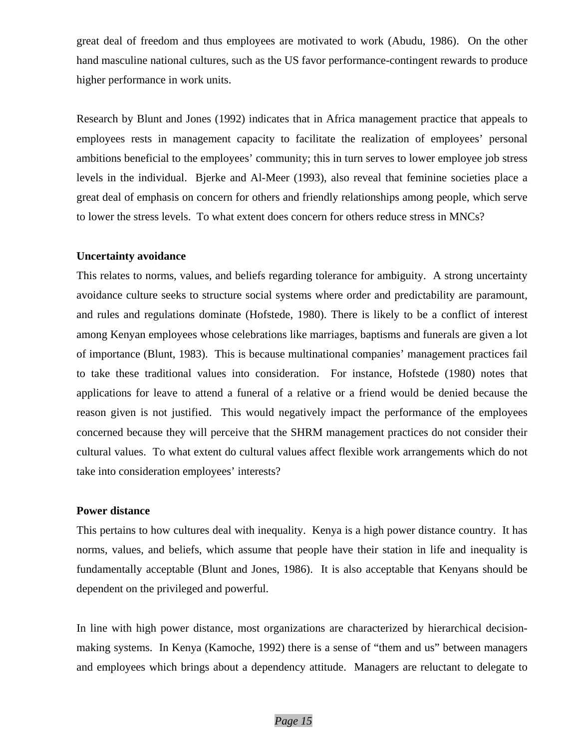great deal of freedom and thus employees are motivated to work (Abudu, 1986). On the other hand masculine national cultures, such as the US favor performance-contingent rewards to produce higher performance in work units.

Research by Blunt and Jones (1992) indicates that in Africa management practice that appeals to employees rests in management capacity to facilitate the realization of employees' personal ambitions beneficial to the employees' community; this in turn serves to lower employee job stress levels in the individual. Bjerke and Al-Meer (1993), also reveal that feminine societies place a great deal of emphasis on concern for others and friendly relationships among people, which serve to lower the stress levels. To what extent does concern for others reduce stress in MNCs?

**Uncertainty avoidance**

This relates to norms, values, and beliefs regarding tolerance for ambiguity. A strong uncertainty avoidance culture seeks to structure social systems where order and predictability are paramount, and rules and regulations dominate (Hofstede, 1980). There is likely to be a conflict of interest among Kenyan employees whose celebrations like marriages, baptisms and funerals are given a lot of importance (Blunt, 1983). This is because multinational companies' management practices fail to take these traditional values into consideration. For instance, Hofstede (1980) notes that applications for leave to attend a funeral of a relative or a friend would be denied because the reason given is not justified. This would negatively impact the performance of the employees concerned because they will perceive that the SHRM management practices do not consider their cultural values. To what extent do cultural values affect flexible work arrangements which do not take into consideration employees' interests?

**Power distance**

This pertains to how cultures deal with inequality. Kenya is a high power distance country. It has norms, values, and beliefs, which assume that people have their station in life and inequality is fundamentally acceptable (Blunt and Jones, 1986). It is also acceptable that Kenyans should be dependent on the privileged and powerful.

In line with high power distance, most organizations are characterized by hierarchical decision-making systems. In Kenya (Kamoche, 1992) there is a sense of "them and us" between managers and employees which brings about a dependency attitude. Managers are reluctant to delegate to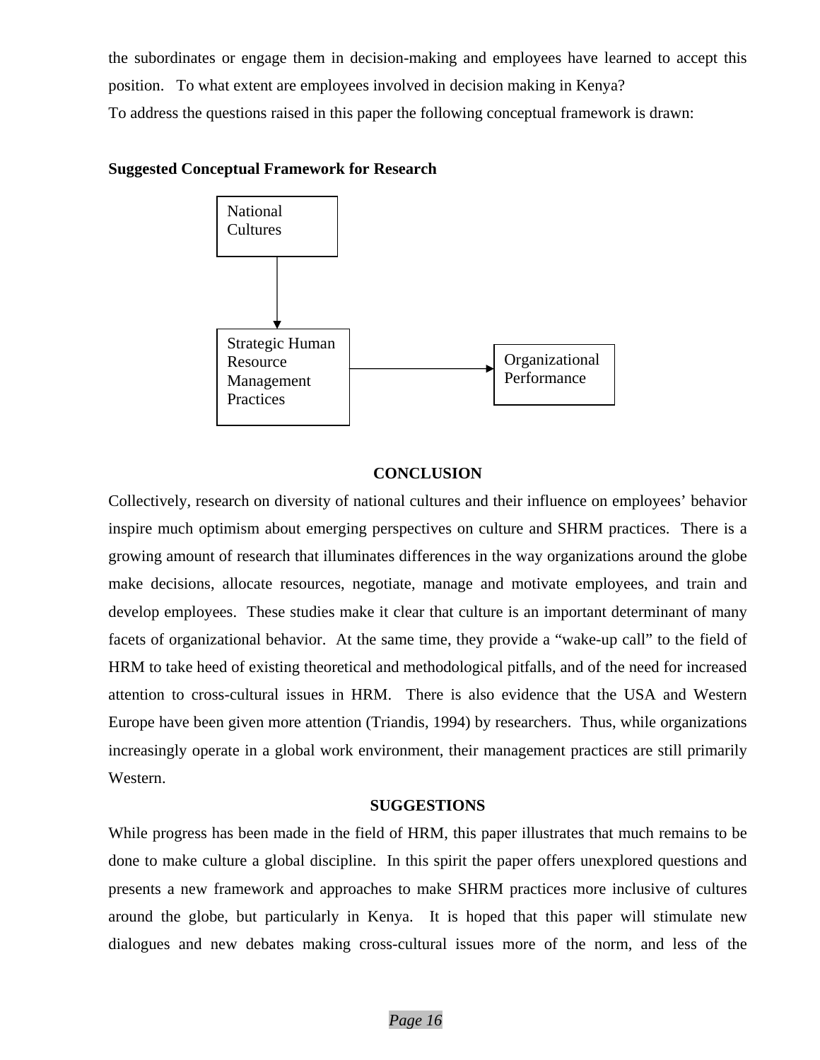the subordinates or engage them in decision-making and employees have learned to accept this position. To what extent are employees involved in decision making in Kenya?

To address the questions raised in this paper the following conceptual framework is drawn:

**Suggested Conceptual Framework for Research**

National Cultures

↓

Strategic Human Resource Management Practices → Organizational Performance

## CONCLUSION

Collectively, research on diversity of national cultures and their influence on employees' behavior inspire much optimism about emerging perspectives on culture and SHRM practices. There is a growing amount of research that illuminates differences in the way organizations around the globe make decisions, allocate resources, negotiate, manage and motivate employees, and train and develop employees. These studies make it clear that culture is an important determinant of many facets of organizational behavior. At the same time, they provide a "wake-up call" to the field of HRM to take heed of existing theoretical and methodological pitfalls, and of the need for increased attention to cross-cultural issues in HRM. There is also evidence that the USA and Western Europe have been given more attention (Triandis, 1994) by researchers. Thus, while organizations increasingly operate in a global work environment, their management practices are still primarily Western.

## SUGGESTIONS

While progress has been made in the field of HRM, this paper illustrates that much remains to be done to make culture a global discipline. In this spirit the paper offers unexplored questions and presents a new framework and approaches to make SHRM practices more inclusive of cultures around the globe, but particularly in Kenya. It is hoped that this paper will stimulate new dialogues and new debates making cross-cultural issues more of the norm, and less of the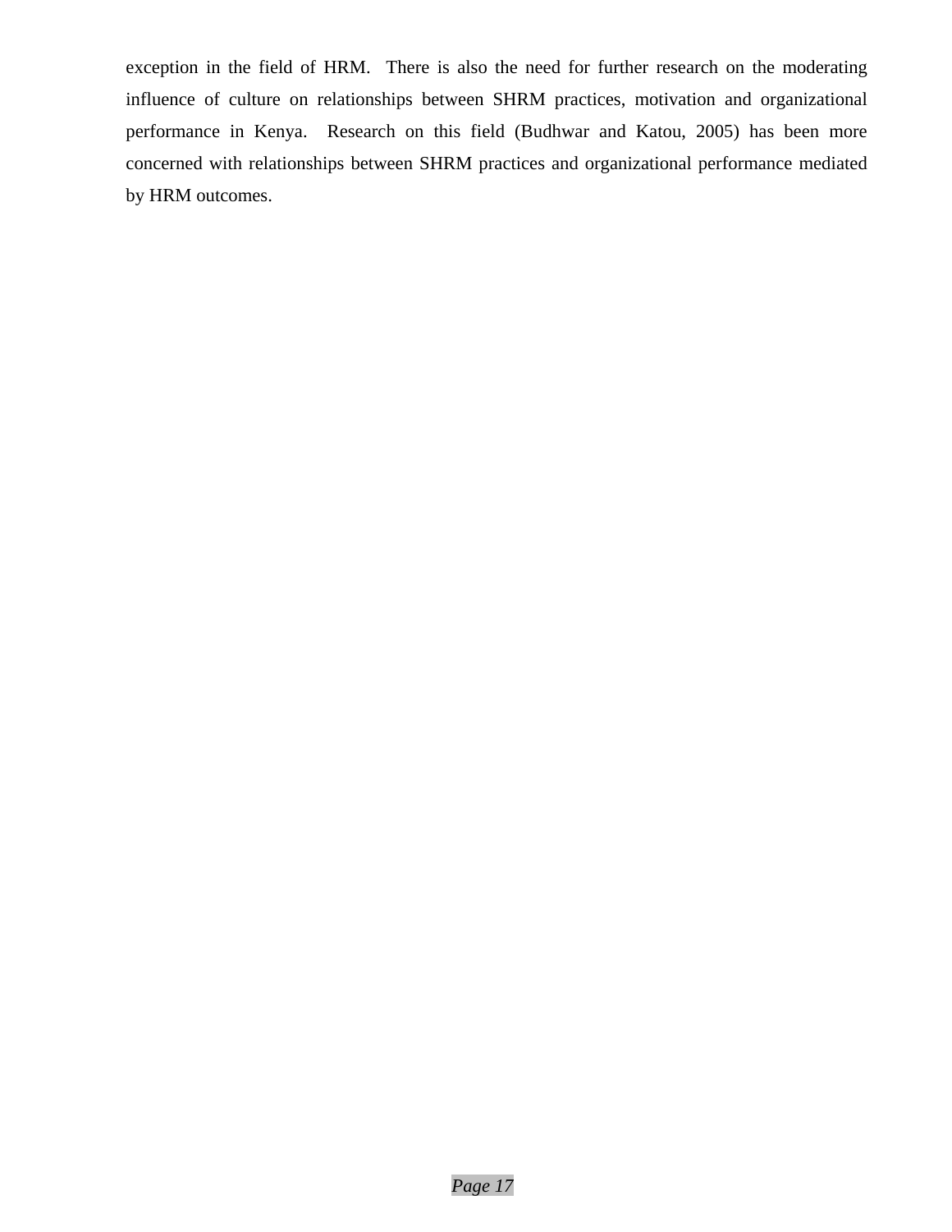exception in the field of HRM.  There is also the need for further research on the moderating influence of culture on relationships between SHRM practices, motivation and organizational performance in Kenya.  Research on this field (Budhwar and Katou, 2005) has been more concerned with relationships between SHRM practices and organizational performance mediated by HRM outcomes.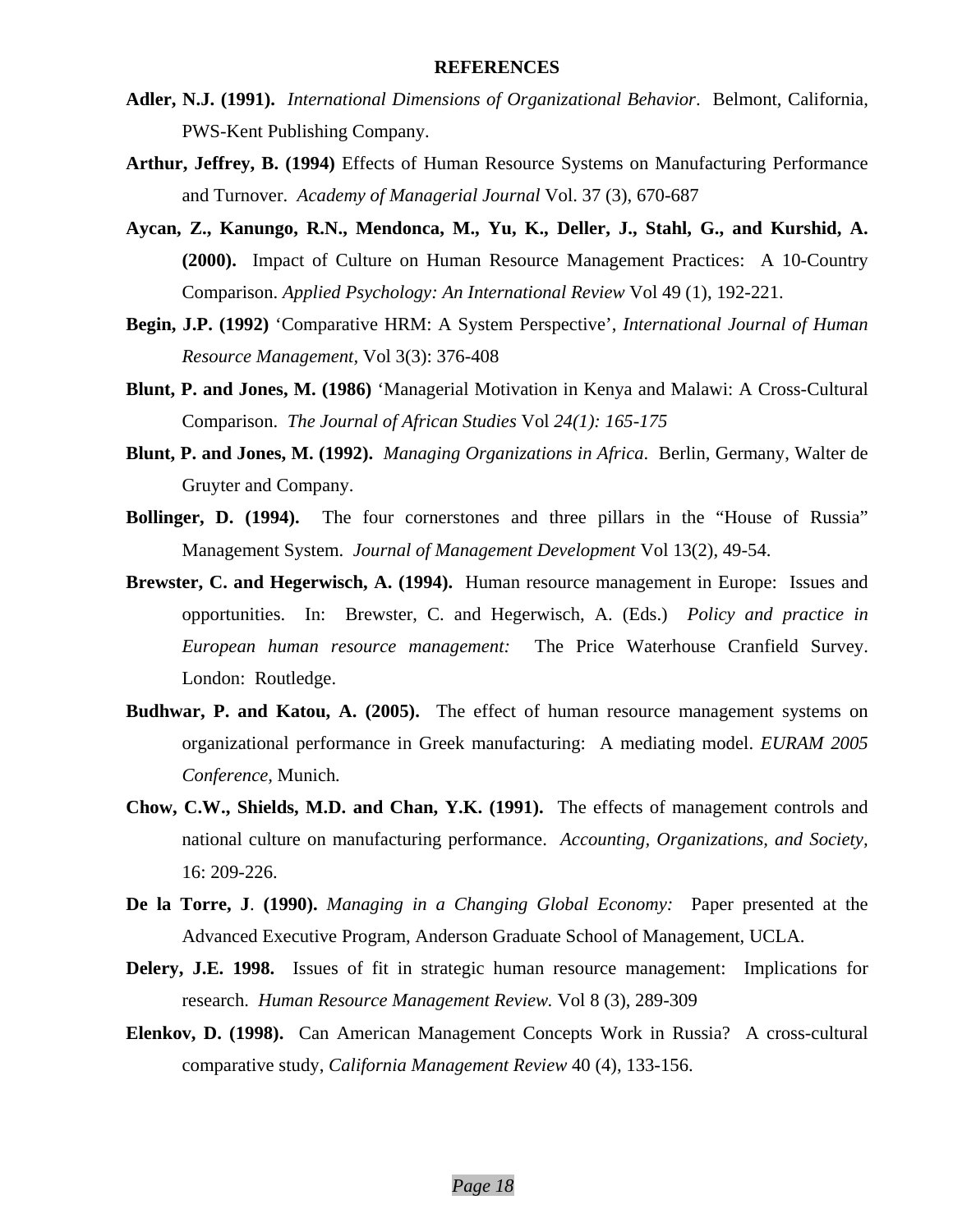## REFERENCES

**Adler, N.J. (1991).** *International Dimensions of Organizational Behavior*. Belmont, California, PWS-Kent Publishing Company.

**Arthur, Jeffrey, B. (1994)** Effects of Human Resource Systems on Manufacturing Performance and Turnover. *Academy of Managerial Journal* Vol. 37 (3), 670-687

**Aycan, Z., Kanungo, R.N., Mendonca, M., Yu, K., Deller, J., Stahl, G., and Kurshid, A. (2000).** Impact of Culture on Human Resource Management Practices: A 10-Country Comparison. *Applied Psychology: An International Review* Vol 49 (1), 192-221.

**Begin, J.P. (1992)** 'Comparative HRM: A System Perspective', *International Journal of Human Resource Management*, Vol 3(3): 376-408

**Blunt, P. and Jones, M. (1986)** 'Managerial Motivation in Kenya and Malawi: A Cross-Cultural Comparison. *The Journal of African Studies* Vol *24(1): 165-175*

**Blunt, P. and Jones, M. (1992).** *Managing Organizations in Africa*. Berlin, Germany, Walter de Gruyter and Company.

**Bollinger, D. (1994).** The four cornerstones and three pillars in the "House of Russia" Management System. *Journal of Management Development* Vol 13(2), 49-54.

**Brewster, C. and Hegerwisch, A. (1994).** Human resource management in Europe: Issues and opportunities. In: Brewster, C. and Hegerwisch, A. (Eds.) *Policy and practice in European human resource management:* The Price Waterhouse Cranfield Survey. London: Routledge.

**Budhwar, P. and Katou, A. (2005).** The effect of human resource management systems on organizational performance in Greek manufacturing: A mediating model. *EURAM 2005 Conference*, Munich.

**Chow, C.W., Shields, M.D. and Chan, Y.K. (1991).** The effects of management controls and national culture on manufacturing performance. *Accounting, Organizations, and Society,* 16: 209-226.

**De la Torre, J. (1990).** *Managing in a Changing Global Economy:* Paper presented at the Advanced Executive Program, Anderson Graduate School of Management, UCLA.

**Delery, J.E. 1998.** Issues of fit in strategic human resource management: Implications for research. *Human Resource Management Review.* Vol 8 (3), 289-309

**Elenkov, D. (1998).** Can American Management Concepts Work in Russia? A cross-cultural comparative study, *California Management Review* 40 (4), 133-156.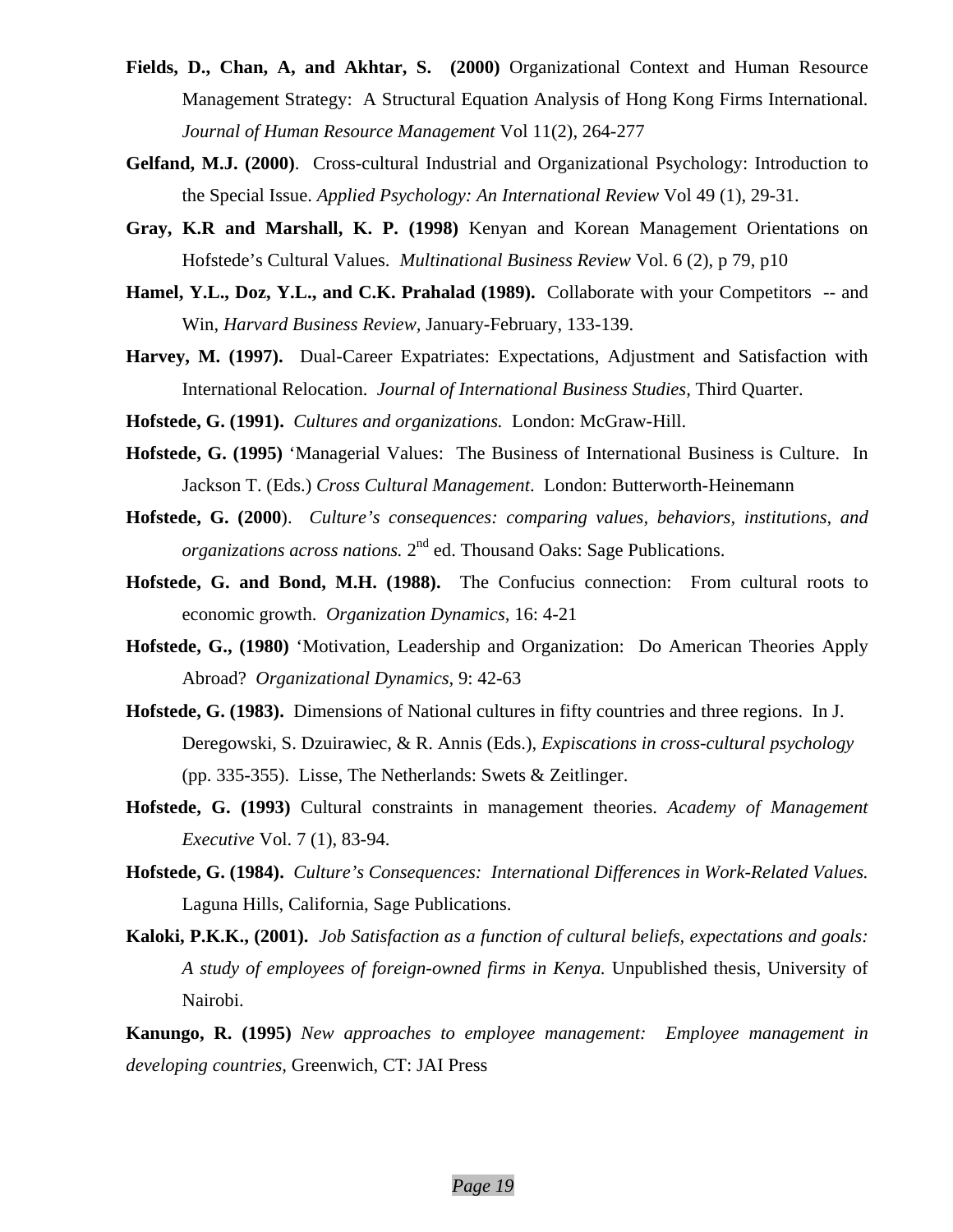**Fields, D., Chan, A, and Akhtar, S. (2000)** Organizational Context and Human Resource Management Strategy: A Structural Equation Analysis of Hong Kong Firms International. *Journal of Human Resource Management* Vol 11(2), 264-277

**Gelfand, M.J. (2000)**. Cross-cultural Industrial and Organizational Psychology: Introduction to the Special Issue. *Applied Psychology: An International Review* Vol 49 (1), 29-31.

**Gray, K.R and Marshall, K. P. (1998)** Kenyan and Korean Management Orientations on Hofstede's Cultural Values. *Multinational Business Review* Vol. 6 (2), p 79, p10

**Hamel, Y.L., Doz, Y.L., and C.K. Prahalad (1989).** Collaborate with your Competitors -- and Win, *Harvard Business Review*, January-February, 133-139.

**Harvey, M. (1997).** Dual-Career Expatriates: Expectations, Adjustment and Satisfaction with International Relocation. *Journal of International Business Studies,* Third Quarter.

**Hofstede, G. (1991).** *Cultures and organizations.* London: McGraw-Hill.

**Hofstede, G. (1995)** 'Managerial Values: The Business of International Business is Culture. In Jackson T. (Eds.) *Cross Cultural Management*. London: Butterworth-Heinemann

**Hofstede, G. (2000**). *Culture's consequences: comparing values, behaviors, institutions, and organizations across nations.* 2nd ed. Thousand Oaks: Sage Publications.

**Hofstede, G. and Bond, M.H. (1988).** The Confucius connection: From cultural roots to economic growth. *Organization Dynamics,* 16: 4-21

**Hofstede, G., (1980)** 'Motivation, Leadership and Organization: Do American Theories Apply Abroad? *Organizational Dynamics,* 9: 42-63

**Hofstede, G. (1983).** Dimensions of National cultures in fifty countries and three regions. In J. Deregowski, S. Dzuirawiec, & R. Annis (Eds.), *Expiscations in cross-cultural psychology* (pp. 335-355). Lisse, The Netherlands: Swets & Zeitlinger.

**Hofstede, G. (1993)** Cultural constraints in management theories. *Academy of Management Executive* Vol. 7 (1), 83-94.

**Hofstede, G. (1984).** *Culture's Consequences: International Differences in Work-Related Values.* Laguna Hills, California, Sage Publications.

**Kaloki, P.K.K., (2001).** *Job Satisfaction as a function of cultural beliefs, expectations and goals: A study of employees of foreign-owned firms in Kenya.* Unpublished thesis, University of Nairobi.

**Kanungo, R. (1995)** *New approaches to employee management: Employee management in developing countries,* Greenwich, CT: JAI Press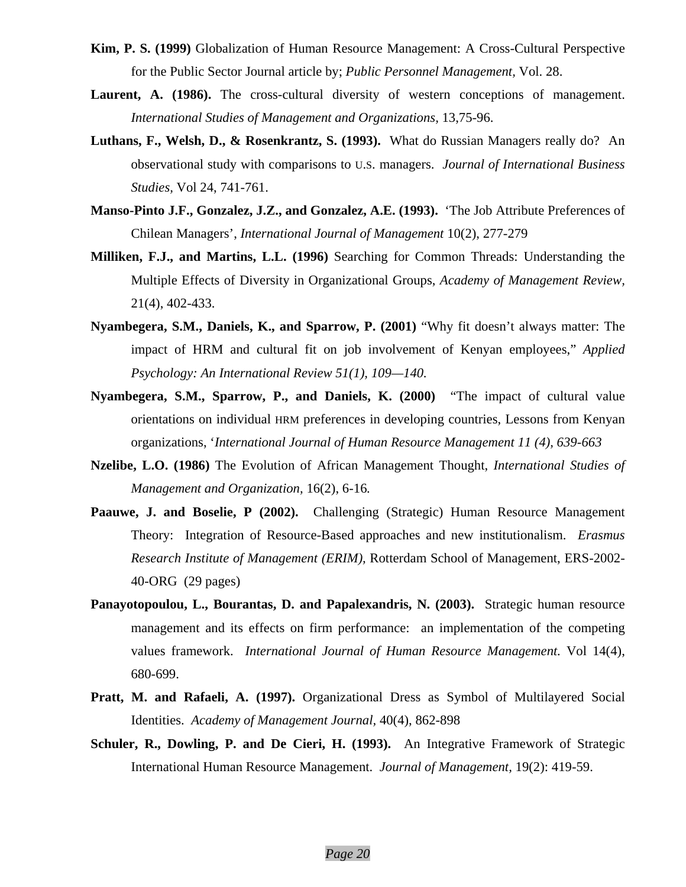**Kim, P. S. (1999)** Globalization of Human Resource Management: A Cross-Cultural Perspective for the Public Sector Journal article by; *Public Personnel Management*, Vol. 28.

**Laurent, A. (1986).** The cross-cultural diversity of western conceptions of management. *International Studies of Management and Organizations*, 13,75-96.

**Luthans, F., Welsh, D., & Rosenkrantz, S. (1993).** What do Russian Managers really do? An observational study with comparisons to U.S. managers. *Journal of International Business Studies,* Vol 24, 741-761.

**Manso-Pinto J.F., Gonzalez, J.Z., and Gonzalez, A.E. (1993).** 'The Job Attribute Preferences of Chilean Managers', *International Journal of Management* 10(2), 277-279

**Milliken, F.J., and Martins, L.L. (1996)** Searching for Common Threads: Understanding the Multiple Effects of Diversity in Organizational Groups, *Academy of Management Review,* 21(4), 402-433.

**Nyambegera, S.M., Daniels, K., and Sparrow, P. (2001)** "Why fit doesn't always matter: The impact of HRM and cultural fit on job involvement of Kenyan employees," *Applied Psychology: An International Review 51(1), 109—140.*

**Nyambegera, S.M., Sparrow, P., and Daniels, K. (2000)** "The impact of cultural value orientations on individual HRM preferences in developing countries, Lessons from Kenyan organizations, '*International Journal of Human Resource Management 11 (4), 639-663*

**Nzelibe, L.O. (1986)** The Evolution of African Management Thought, *International Studies of Management and Organization,* 16(2), 6-16*.*

**Paauwe, J. and Boselie, P (2002).** Challenging (Strategic) Human Resource Management Theory: Integration of Resource-Based approaches and new institutionalism. *Erasmus Research Institute of Management (ERIM),* Rotterdam School of Management, ERS-2002-40-ORG (29 pages)

**Panayotopoulou, L., Bourantas, D. and Papalexandris, N. (2003).** Strategic human resource management and its effects on firm performance: an implementation of the competing values framework. *International Journal of Human Resource Management.* Vol 14(4), 680-699.

**Pratt, M. and Rafaeli, A. (1997).** Organizational Dress as Symbol of Multilayered Social Identities. *Academy of Management Journal,* 40(4), 862-898

**Schuler, R., Dowling, P. and De Cieri, H. (1993).** An Integrative Framework of Strategic International Human Resource Management. *Journal of Management,* 19(2): 419-59.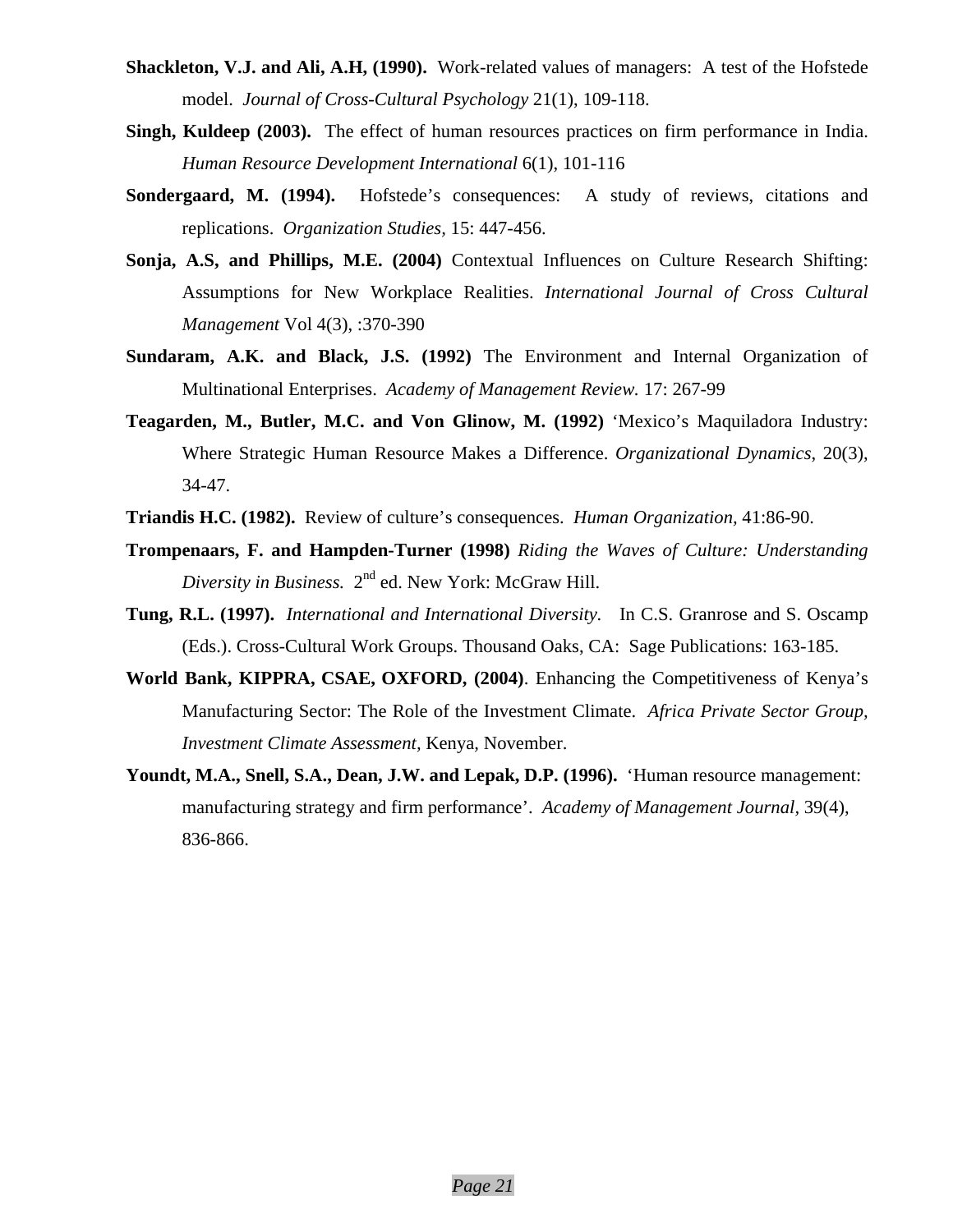**Shackleton, V.J. and Ali, A.H, (1990).** Work-related values of managers: A test of the Hofstede model. *Journal of Cross-Cultural Psychology* 21(1), 109-118.

**Singh, Kuldeep (2003).** The effect of human resources practices on firm performance in India. *Human Resource Development International* 6(1), 101-116

**Sondergaard, M. (1994).** Hofstede's consequences: A study of reviews, citations and replications. *Organization Studies,* 15: 447-456.

**Sonja, A.S, and Phillips, M.E. (2004)** Contextual Influences on Culture Research Shifting: Assumptions for New Workplace Realities. *International Journal of Cross Cultural Management* Vol 4(3), :370-390

**Sundaram, A.K. and Black, J.S. (1992)** The Environment and Internal Organization of Multinational Enterprises. *Academy of Management Review.* 17: 267-99

**Teagarden, M., Butler, M.C. and Von Glinow, M. (1992)** 'Mexico's Maquiladora Industry: Where Strategic Human Resource Makes a Difference. *Organizational Dynamics*, 20(3), 34-47.

**Triandis H.C. (1982).** Review of culture's consequences. *Human Organization,* 41:86-90.

**Trompenaars, F. and Hampden-Turner (1998)** *Riding the Waves of Culture: Understanding Diversity in Business.* 2nd ed. New York: McGraw Hill.

**Tung, R.L. (1997).** *International and International Diversity.* In C.S. Granrose and S. Oscamp (Eds.). Cross-Cultural Work Groups. Thousand Oaks, CA: Sage Publications: 163-185.

**World Bank, KIPPRA, CSAE, OXFORD, (2004)**. Enhancing the Competitiveness of Kenya's Manufacturing Sector: The Role of the Investment Climate. *Africa Private Sector Group, Investment Climate Assessment,* Kenya, November.

**Youndt, M.A., Snell, S.A., Dean, J.W. and Lepak, D.P. (1996).** 'Human resource management: manufacturing strategy and firm performance'. *Academy of Management Journal*, 39(4), 836-866.